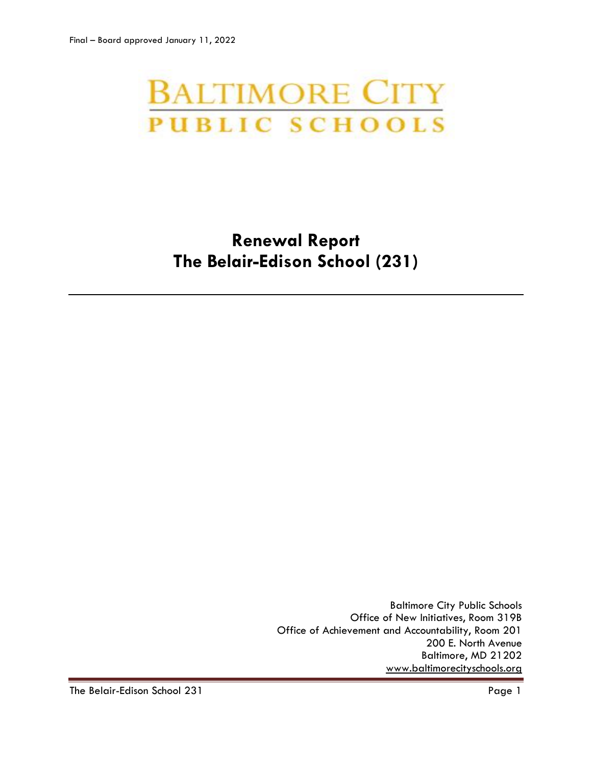Final – Board approved January 11, 2022

BALTIMORE CITY
PUBLIC SCHOOLS

# Renewal Report
# The Belair-Edison School (231)

---

Baltimore City Public Schools
Office of New Initiatives, Room 319B
Office of Achievement and Accountability, Room 201
200 E. North Avenue
Baltimore, MD 21202
www.baltimorecityschools.org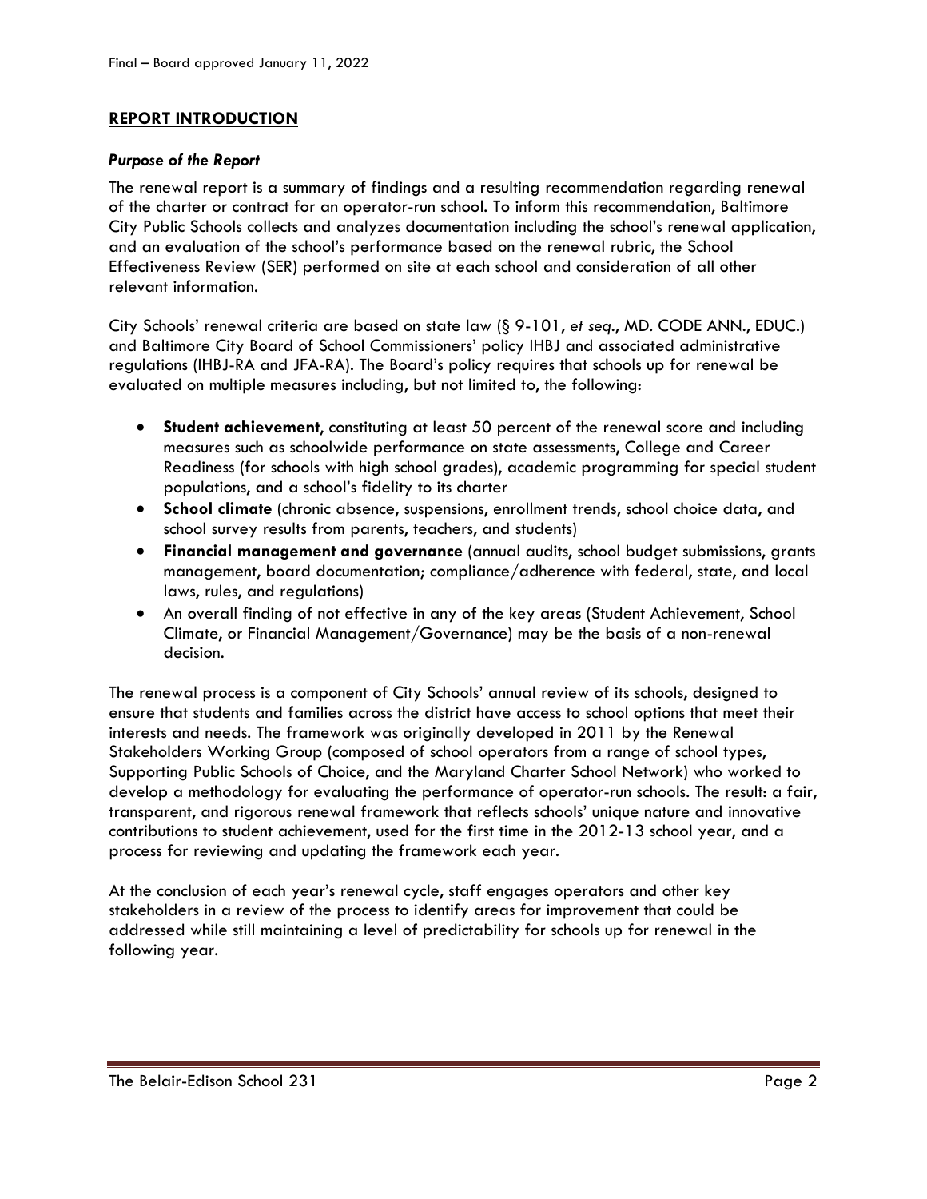## REPORT INTRODUCTION

### *Purpose of the Report*

The renewal report is a summary of findings and a resulting recommendation regarding renewal of the charter or contract for an operator-run school. To inform this recommendation, Baltimore City Public Schools collects and analyzes documentation including the school's renewal application, and an evaluation of the school's performance based on the renewal rubric, the School Effectiveness Review (SER) performed on site at each school and consideration of all other relevant information.

City Schools' renewal criteria are based on state law (§ 9-101, *et seq.*, MD. CODE ANN., EDUC.) and Baltimore City Board of School Commissioners' policy IHBJ and associated administrative regulations (IHBJ-RA and JFA-RA). The Board's policy requires that schools up for renewal be evaluated on multiple measures including, but not limited to, the following:

- **Student achievement**, constituting at least 50 percent of the renewal score and including measures such as schoolwide performance on state assessments, College and Career Readiness (for schools with high school grades), academic programming for special student populations, and a school's fidelity to its charter
- **School climate** (chronic absence, suspensions, enrollment trends, school choice data, and school survey results from parents, teachers, and students)
- **Financial management and governance** (annual audits, school budget submissions, grants management, board documentation; compliance/adherence with federal, state, and local laws, rules, and regulations)
- An overall finding of not effective in any of the key areas (Student Achievement, School Climate, or Financial Management/Governance) may be the basis of a non-renewal decision.

The renewal process is a component of City Schools' annual review of its schools, designed to ensure that students and families across the district have access to school options that meet their interests and needs. The framework was originally developed in 2011 by the Renewal Stakeholders Working Group (composed of school operators from a range of school types, Supporting Public Schools of Choice, and the Maryland Charter School Network) who worked to develop a methodology for evaluating the performance of operator-run schools. The result: a fair, transparent, and rigorous renewal framework that reflects schools' unique nature and innovative contributions to student achievement, used for the first time in the 2012-13 school year, and a process for reviewing and updating the framework each year.

At the conclusion of each year's renewal cycle, staff engages operators and other key stakeholders in a review of the process to identify areas for improvement that could be addressed while still maintaining a level of predictability for schools up for renewal in the following year.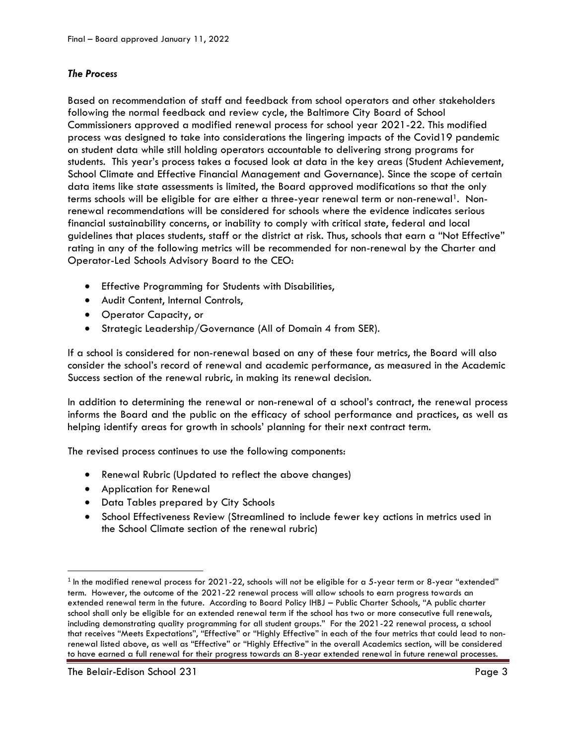## *The Process*

Based on recommendation of staff and feedback from school operators and other stakeholders following the normal feedback and review cycle, the Baltimore City Board of School Commissioners approved a modified renewal process for school year 2021-22. This modified process was designed to take into considerations the lingering impacts of the Covid19 pandemic on student data while still holding operators accountable to delivering strong programs for students. This year's process takes a focused look at data in the key areas (Student Achievement, School Climate and Effective Financial Management and Governance). Since the scope of certain data items like state assessments is limited, the Board approved modifications so that the only terms schools will be eligible for are either a three-year renewal term or non-renewal[1]. Non-renewal recommendations will be considered for schools where the evidence indicates serious financial sustainability concerns, or inability to comply with critical state, federal and local guidelines that places students, staff or the district at risk. Thus, schools that earn a "Not Effective" rating in any of the following metrics will be recommended for non-renewal by the Charter and Operator-Led Schools Advisory Board to the CEO:

- Effective Programming for Students with Disabilities,
- Audit Content, Internal Controls,
- Operator Capacity, or
- Strategic Leadership/Governance (All of Domain 4 from SER).

If a school is considered for non-renewal based on any of these four metrics, the Board will also consider the school's record of renewal and academic performance, as measured in the Academic Success section of the renewal rubric, in making its renewal decision.

In addition to determining the renewal or non-renewal of a school's contract, the renewal process informs the Board and the public on the efficacy of school performance and practices, as well as helping identify areas for growth in schools' planning for their next contract term.

The revised process continues to use the following components:

- Renewal Rubric (Updated to reflect the above changes)
- Application for Renewal
- Data Tables prepared by City Schools
- School Effectiveness Review (Streamlined to include fewer key actions in metrics used in the School Climate section of the renewal rubric)

[1] In the modified renewal process for 2021-22, schools will not be eligible for a 5-year term or 8-year "extended" term. However, the outcome of the 2021-22 renewal process will allow schools to earn progress towards an extended renewal term in the future. According to Board Policy IHBJ – Public Charter Schools, "A public charter school shall only be eligible for an extended renewal term if the school has two or more consecutive full renewals, including demonstrating quality programming for all student groups." For the 2021-22 renewal process, a school that receives "Meets Expectations", "Effective" or "Highly Effective" in each of the four metrics that could lead to non-renewal listed above, as well as "Effective" or "Highly Effective" in the overall Academics section, will be considered to have earned a full renewal for their progress towards an 8-year extended renewal in future renewal processes.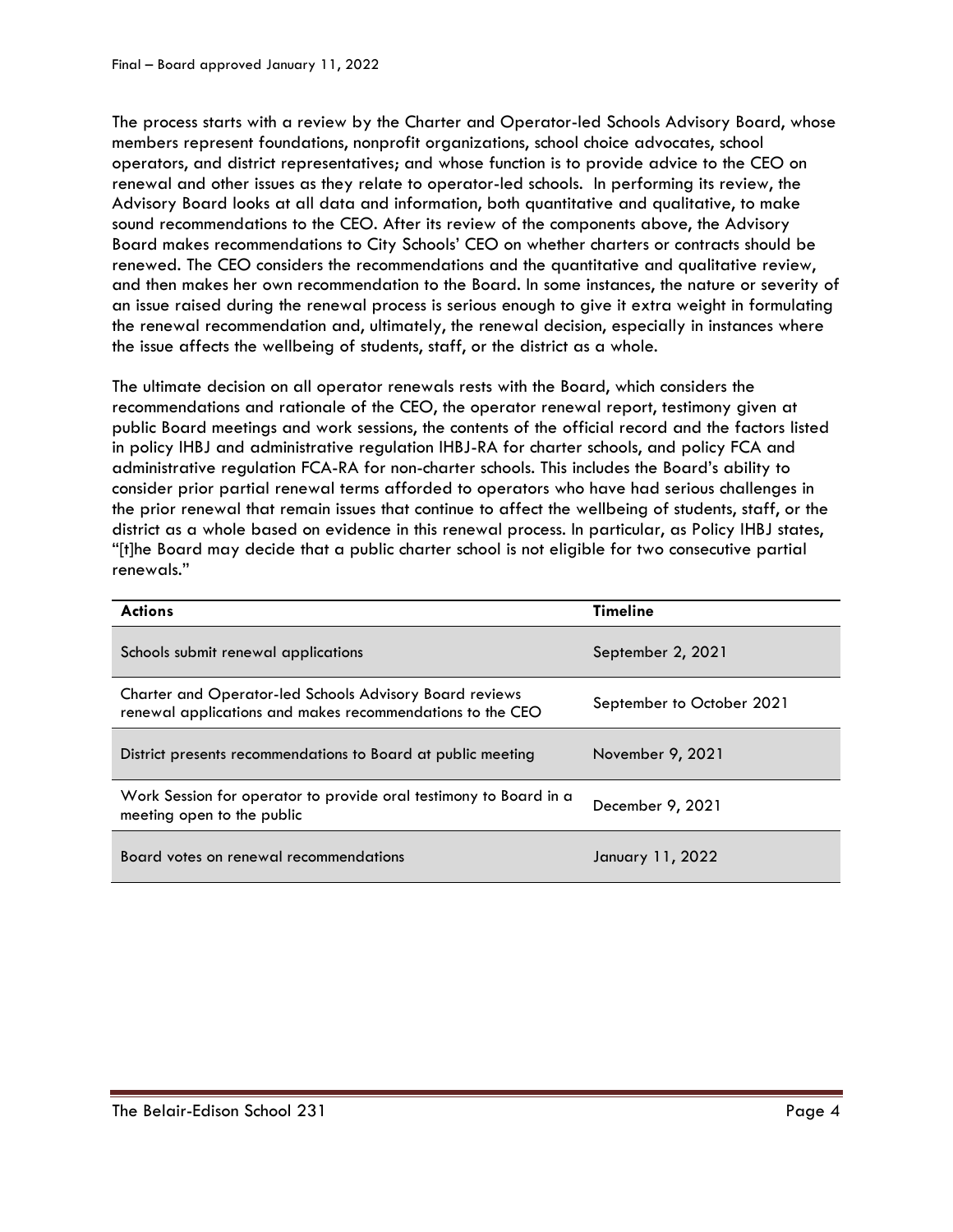The process starts with a review by the Charter and Operator-led Schools Advisory Board, whose members represent foundations, nonprofit organizations, school choice advocates, school operators, and district representatives; and whose function is to provide advice to the CEO on renewal and other issues as they relate to operator-led schools. In performing its review, the Advisory Board looks at all data and information, both quantitative and qualitative, to make sound recommendations to the CEO. After its review of the components above, the Advisory Board makes recommendations to City Schools' CEO on whether charters or contracts should be renewed. The CEO considers the recommendations and the quantitative and qualitative review, and then makes her own recommendation to the Board. In some instances, the nature or severity of an issue raised during the renewal process is serious enough to give it extra weight in formulating the renewal recommendation and, ultimately, the renewal decision, especially in instances where the issue affects the wellbeing of students, staff, or the district as a whole.

The ultimate decision on all operator renewals rests with the Board, which considers the recommendations and rationale of the CEO, the operator renewal report, testimony given at public Board meetings and work sessions, the contents of the official record and the factors listed in policy IHBJ and administrative regulation IHBJ-RA for charter schools, and policy FCA and administrative regulation FCA-RA for non-charter schools. This includes the Board's ability to consider prior partial renewal terms afforded to operators who have had serious challenges in the prior renewal that remain issues that continue to affect the wellbeing of students, staff, or the district as a whole based on evidence in this renewal process. In particular, as Policy IHBJ states, "[t]he Board may decide that a public charter school is not eligible for two consecutive partial renewals."

| **Actions** | **Timeline** |
|---|---|
| Schools submit renewal applications | September 2, 2021 |
| Charter and Operator-led Schools Advisory Board reviews renewal applications and makes recommendations to the CEO | September to October 2021 |
| District presents recommendations to Board at public meeting | November 9, 2021 |
| Work Session for operator to provide oral testimony to Board in a meeting open to the public | December 9, 2021 |
| Board votes on renewal recommendations | January 11, 2022 |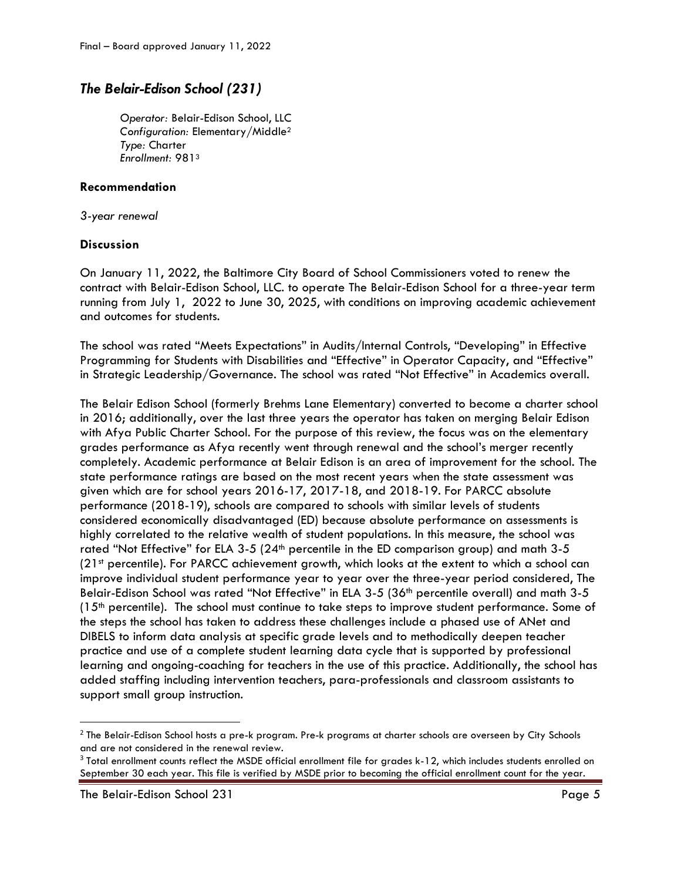## *The Belair-Edison School (231)*

*Operator:* Belair-Edison School, LLC
*Configuration:* Elementary/Middle[2]
*Type:* Charter
*Enrollment:* 981[3]

### Recommendation

*3-year renewal*

### Discussion

On January 11, 2022, the Baltimore City Board of School Commissioners voted to renew the contract with Belair-Edison School, LLC. to operate The Belair-Edison School for a three-year term running from July 1, 2022 to June 30, 2025, with conditions on improving academic achievement and outcomes for students.

The school was rated "Meets Expectations" in Audits/Internal Controls, "Developing" in Effective Programming for Students with Disabilities and "Effective" in Operator Capacity, and "Effective" in Strategic Leadership/Governance. The school was rated "Not Effective" in Academics overall.

The Belair Edison School (formerly Brehms Lane Elementary) converted to become a charter school in 2016; additionally, over the last three years the operator has taken on merging Belair Edison with Afya Public Charter School. For the purpose of this review, the focus was on the elementary grades performance as Afya recently went through renewal and the school's merger recently completely. Academic performance at Belair Edison is an area of improvement for the school. The state performance ratings are based on the most recent years when the state assessment was given which are for school years 2016-17, 2017-18, and 2018-19. For PARCC absolute performance (2018-19), schools are compared to schools with similar levels of students considered economically disadvantaged (ED) because absolute performance on assessments is highly correlated to the relative wealth of student populations. In this measure, the school was rated "Not Effective" for ELA 3-5 (24th percentile in the ED comparison group) and math 3-5 (21st percentile). For PARCC achievement growth, which looks at the extent to which a school can improve individual student performance year to year over the three-year period considered, The Belair-Edison School was rated "Not Effective" in ELA 3-5 (36th percentile overall) and math 3-5 (15th percentile). The school must continue to take steps to improve student performance. Some of the steps the school has taken to address these challenges include a phased use of ANet and DIBELS to inform data analysis at specific grade levels and to methodically deepen teacher practice and use of a complete student learning data cycle that is supported by professional learning and ongoing-coaching for teachers in the use of this practice. Additionally, the school has added staffing including intervention teachers, para-professionals and classroom assistants to support small group instruction.

---

[2] The Belair-Edison School hosts a pre-k program. Pre-k programs at charter schools are overseen by City Schools and are not considered in the renewal review.

[3] Total enrollment counts reflect the MSDE official enrollment file for grades k-12, which includes students enrolled on September 30 each year. This file is verified by MSDE prior to becoming the official enrollment count for the year.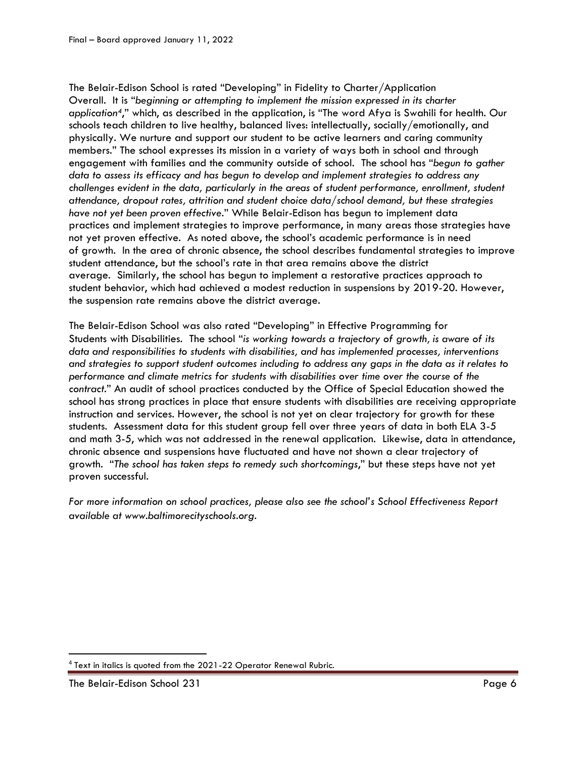The Belair-Edison School is rated "Developing" in Fidelity to Charter/Application Overall. It is "*beginning or attempting to implement the mission expressed in its charter application*[4]," which, as described in the application, is "The word Afya is Swahili for health. Our schools teach children to live healthy, balanced lives: intellectually, socially/emotionally, and physically. We nurture and support our student to be active learners and caring community members." The school expresses its mission in a variety of ways both in school and through engagement with families and the community outside of school. The school has "*begun to gather data to assess its efficacy and has begun to develop and implement strategies to address any challenges evident in the data, particularly in the areas of student performance, enrollment, student attendance, dropout rates, attrition and student choice data/school demand, but these strategies have not yet been proven effective*." While Belair-Edison has begun to implement data practices and implement strategies to improve performance, in many areas those strategies have not yet proven effective. As noted above, the school's academic performance is in need of growth. In the area of chronic absence, the school describes fundamental strategies to improve student attendance, but the school's rate in that area remains above the district average. Similarly, the school has begun to implement a restorative practices approach to student behavior, which had achieved a modest reduction in suspensions by 2019-20. However, the suspension rate remains above the district average.

The Belair-Edison School was also rated "Developing" in Effective Programming for Students with Disabilities. The school "*is working towards a trajectory of growth, is aware of its data and responsibilities to students with disabilities, and has implemented processes, interventions and strategies to support student outcomes including to address any gaps in the data as it relates to performance and climate metrics for students with disabilities over time over the course of the contract*." An audit of school practices conducted by the Office of Special Education showed the school has strong practices in place that ensure students with disabilities are receiving appropriate instruction and services. However, the school is not yet on clear trajectory for growth for these students. Assessment data for this student group fell over three years of data in both ELA 3-5 and math 3-5, which was not addressed in the renewal application. Likewise, data in attendance, chronic absence and suspensions have fluctuated and have not shown a clear trajectory of growth. "*The school has taken steps to remedy such shortcomings*," but these steps have not yet proven successful.

*For more information on school practices, please also see the school's School Effectiveness Report available at www.baltimorecityschools.org.*

[4] Text in italics is quoted from the 2021-22 Operator Renewal Rubric.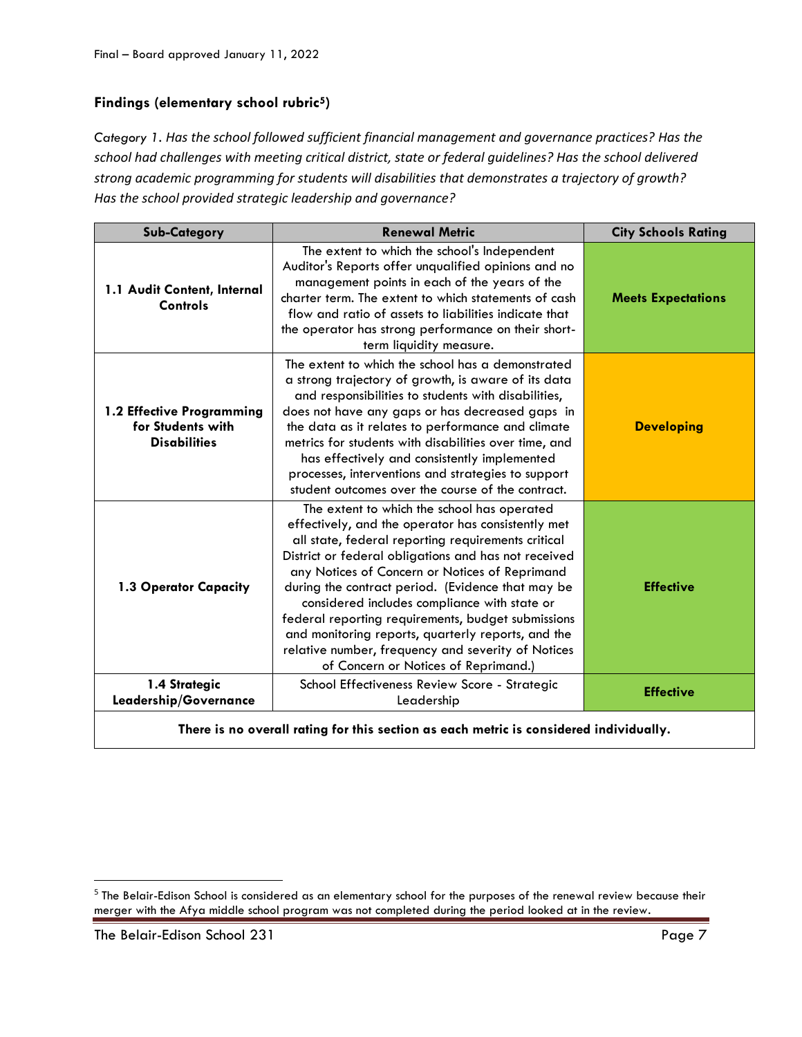### Findings (elementary school rubric[5])

*Category 1. Has the school followed sufficient financial management and governance practices? Has the school had challenges with meeting critical district, state or federal guidelines? Has the school delivered strong academic programming for students will disabilities that demonstrates a trajectory of growth? Has the school provided strategic leadership and governance?*

| Sub-Category | Renewal Metric | City Schools Rating |
|---|---|---|
| **1.1 Audit Content, Internal Controls** | The extent to which the school's Independent Auditor's Reports offer unqualified opinions and no management points in each of the years of the charter term. The extent to which statements of cash flow and ratio of assets to liabilities indicate that the operator has strong performance on their short-term liquidity measure. | **Meets Expectations** |
| **1.2 Effective Programming for Students with Disabilities** | The extent to which the school has a demonstrated a strong trajectory of growth, is aware of its data and responsibilities to students with disabilities, does not have any gaps or has decreased gaps in the data as it relates to performance and climate metrics for students with disabilities over time, and has effectively and consistently implemented processes, interventions and strategies to support student outcomes over the course of the contract. | **Developing** |
| **1.3 Operator Capacity** | The extent to which the school has operated effectively, and the operator has consistently met all state, federal reporting requirements critical District or federal obligations and has not received any Notices of Concern or Notices of Reprimand during the contract period. (Evidence that may be considered includes compliance with state or federal reporting requirements, budget submissions and monitoring reports, quarterly reports, and the relative number, frequency and severity of Notices of Concern or Notices of Reprimand.) | **Effective** |
| **1.4 Strategic Leadership/Governance** | School Effectiveness Review Score - Strategic Leadership | **Effective** |
| **There is no overall rating for this section as each metric is considered individually.** | | |

[5] The Belair-Edison School is considered as an elementary school for the purposes of the renewal review because their merger with the Afya middle school program was not completed during the period looked at in the review.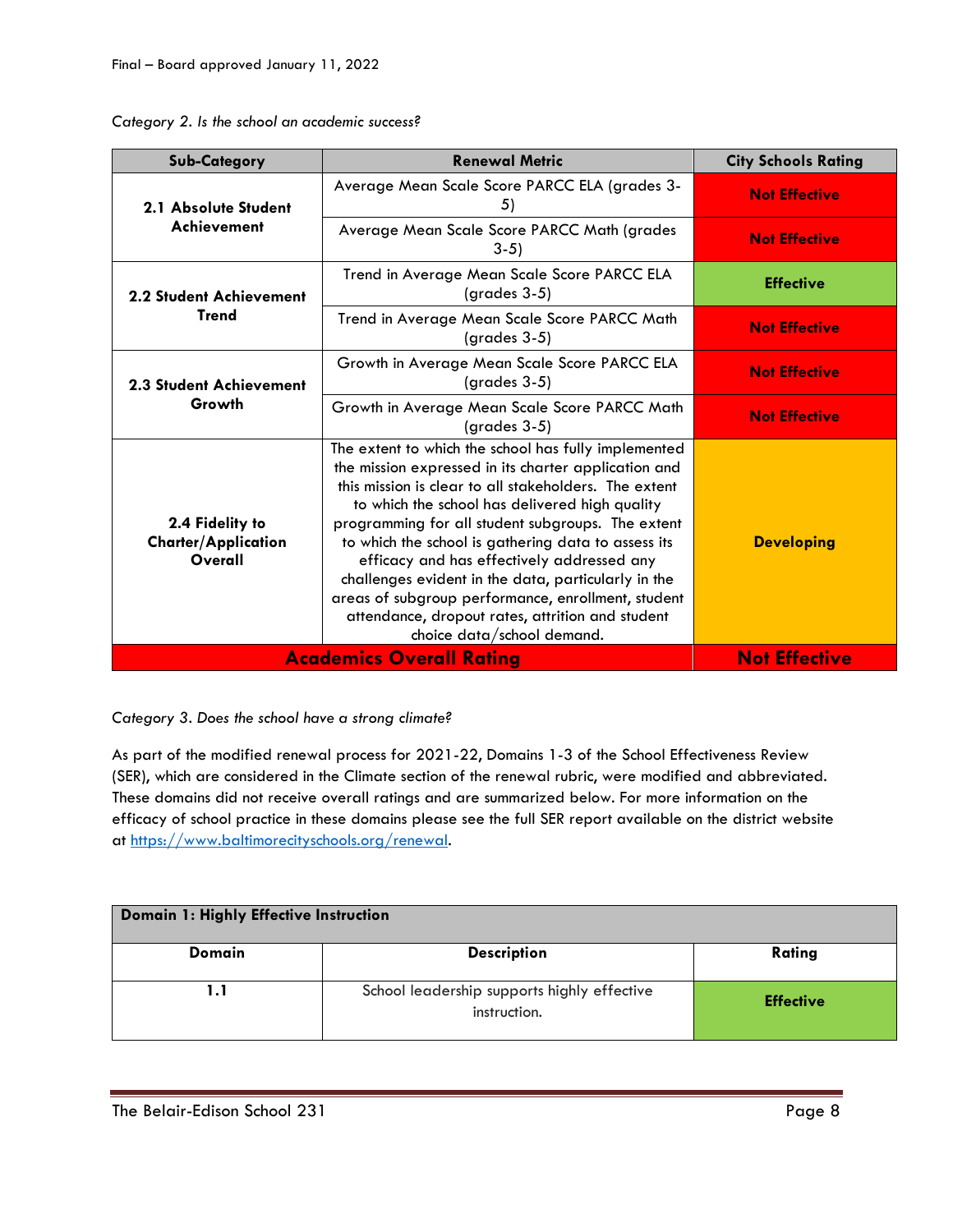Final – Board approved January 11, 2022

*Category 2. Is the school an academic success?*

| Sub-Category | Renewal Metric | City Schools Rating |
|---|---|---|
| **2.1 Absolute Student Achievement** | Average Mean Scale Score PARCC ELA (grades 3-5) | **Not Effective** |
| | Average Mean Scale Score PARCC Math (grades 3-5) | **Not Effective** |
| **2.2 Student Achievement Trend** | Trend in Average Mean Scale Score PARCC ELA (grades 3-5) | **Effective** |
| | Trend in Average Mean Scale Score PARCC Math (grades 3-5) | **Not Effective** |
| **2.3 Student Achievement Growth** | Growth in Average Mean Scale Score PARCC ELA (grades 3-5) | **Not Effective** |
| | Growth in Average Mean Scale Score PARCC Math (grades 3-5) | **Not Effective** |
| **2.4 Fidelity to Charter/Application Overall** | The extent to which the school has fully implemented the mission expressed in its charter application and this mission is clear to all stakeholders. The extent to which the school has delivered high quality programming for all student subgroups. The extent to which the school is gathering data to assess its efficacy and has effectively addressed any challenges evident in the data, particularly in the areas of subgroup performance, enrollment, student attendance, dropout rates, attrition and student choice data/school demand. | **Developing** |
| **Academics Overall Rating** | | **Not Effective** |

*Category 3. Does the school have a strong climate?*

As part of the modified renewal process for 2021-22, Domains 1-3 of the School Effectiveness Review (SER), which are considered in the Climate section of the renewal rubric, were modified and abbreviated. These domains did not receive overall ratings and are summarized below. For more information on the efficacy of school practice in these domains please see the full SER report available on the district website at https://www.baltimorecityschools.org/renewal.

| **Domain 1: Highly Effective Instruction** | | |
|---|---|---|
| **Domain** | **Description** | **Rating** |
| **1.1** | School leadership supports highly effective instruction. | **Effective** |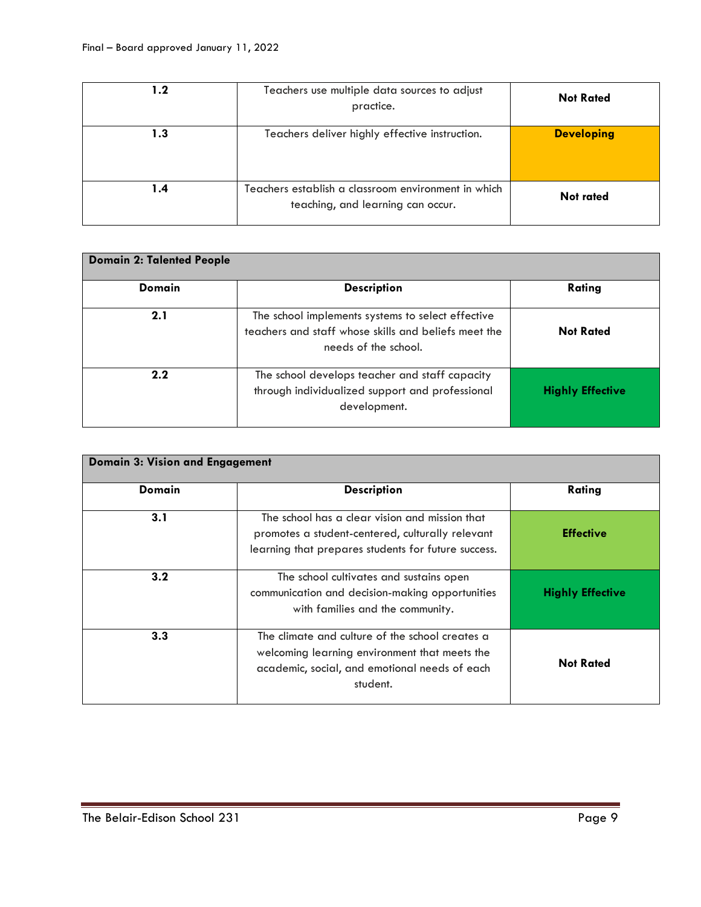| | | |
|---|---|---|
| **1.2** | Teachers use multiple data sources to adjust practice. | **Not Rated** |
| **1.3** | Teachers deliver highly effective instruction. | **Developing** |
| **1.4** | Teachers establish a classroom environment in which teaching, and learning can occur. | **Not rated** |

| **Domain 2: Talented People** | | |
|---|---|---|
| **Domain** | **Description** | **Rating** |
| **2.1** | The school implements systems to select effective teachers and staff whose skills and beliefs meet the needs of the school. | **Not Rated** |
| **2.2** | The school develops teacher and staff capacity through individualized support and professional development. | **Highly Effective** |

| **Domain 3: Vision and Engagement** | | |
|---|---|---|
| **Domain** | **Description** | **Rating** |
| **3.1** | The school has a clear vision and mission that promotes a student-centered, culturally relevant learning that prepares students for future success. | **Effective** |
| **3.2** | The school cultivates and sustains open communication and decision-making opportunities with families and the community. | **Highly Effective** |
| **3.3** | The climate and culture of the school creates a welcoming learning environment that meets the academic, social, and emotional needs of each student. | **Not Rated** |